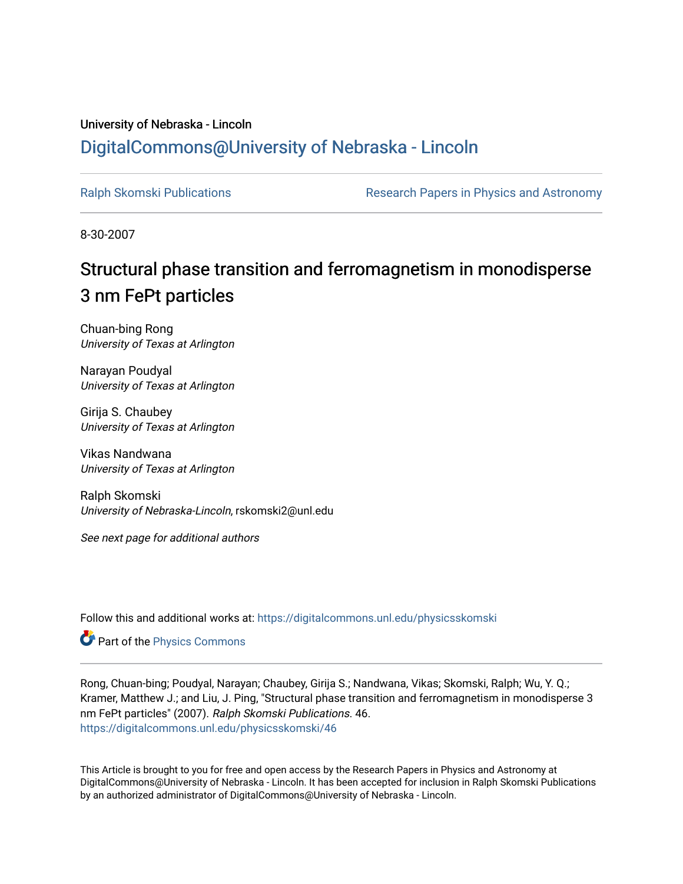University of Nebraska - Lincoln

## DigitalCommons@University of Nebraska - Lincoln

Ralph Skomski Publications | Research Papers in Physics and Astronomy

8-30-2007

# Structural phase transition and ferromagnetism in monodisperse 3 nm FePt particles

Chuan-bing Rong
*University of Texas at Arlington*

Narayan Poudyal
*University of Texas at Arlington*

Girija S. Chaubey
*University of Texas at Arlington*

Vikas Nandwana
*University of Texas at Arlington*

Ralph Skomski
*University of Nebraska-Lincoln*, rskomski2@unl.edu

*See next page for additional authors*

Follow this and additional works at: https://digitalcommons.unl.edu/physicsskomski

Part of the Physics Commons

Rong, Chuan-bing; Poudyal, Narayan; Chaubey, Girija S.; Nandwana, Vikas; Skomski, Ralph; Wu, Y. Q.; Kramer, Matthew J.; and Liu, J. Ping, "Structural phase transition and ferromagnetism in monodisperse 3 nm FePt particles" (2007). *Ralph Skomski Publications*. 46.
https://digitalcommons.unl.edu/physicsskomski/46

This Article is brought to you for free and open access by the Research Papers in Physics and Astronomy at DigitalCommons@University of Nebraska - Lincoln. It has been accepted for inclusion in Ralph Skomski Publications by an authorized administrator of DigitalCommons@University of Nebraska - Lincoln.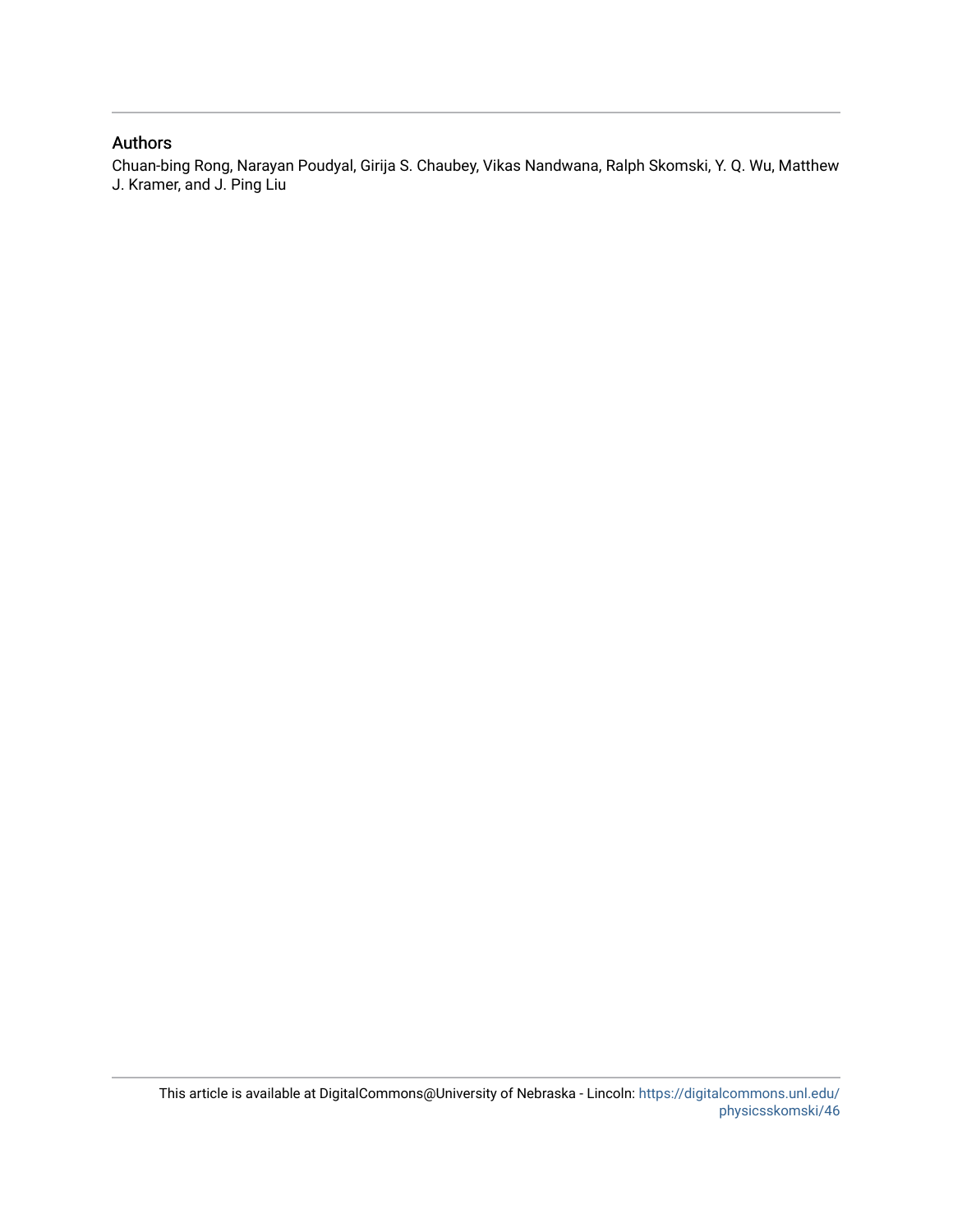## Authors

Chuan-bing Rong, Narayan Poudyal, Girija S. Chaubey, Vikas Nandwana, Ralph Skomski, Y. Q. Wu, Matthew J. Kramer, and J. Ping Liu

This article is available at DigitalCommons@University of Nebraska - Lincoln: https://digitalcommons.unl.edu/physicsskomski/46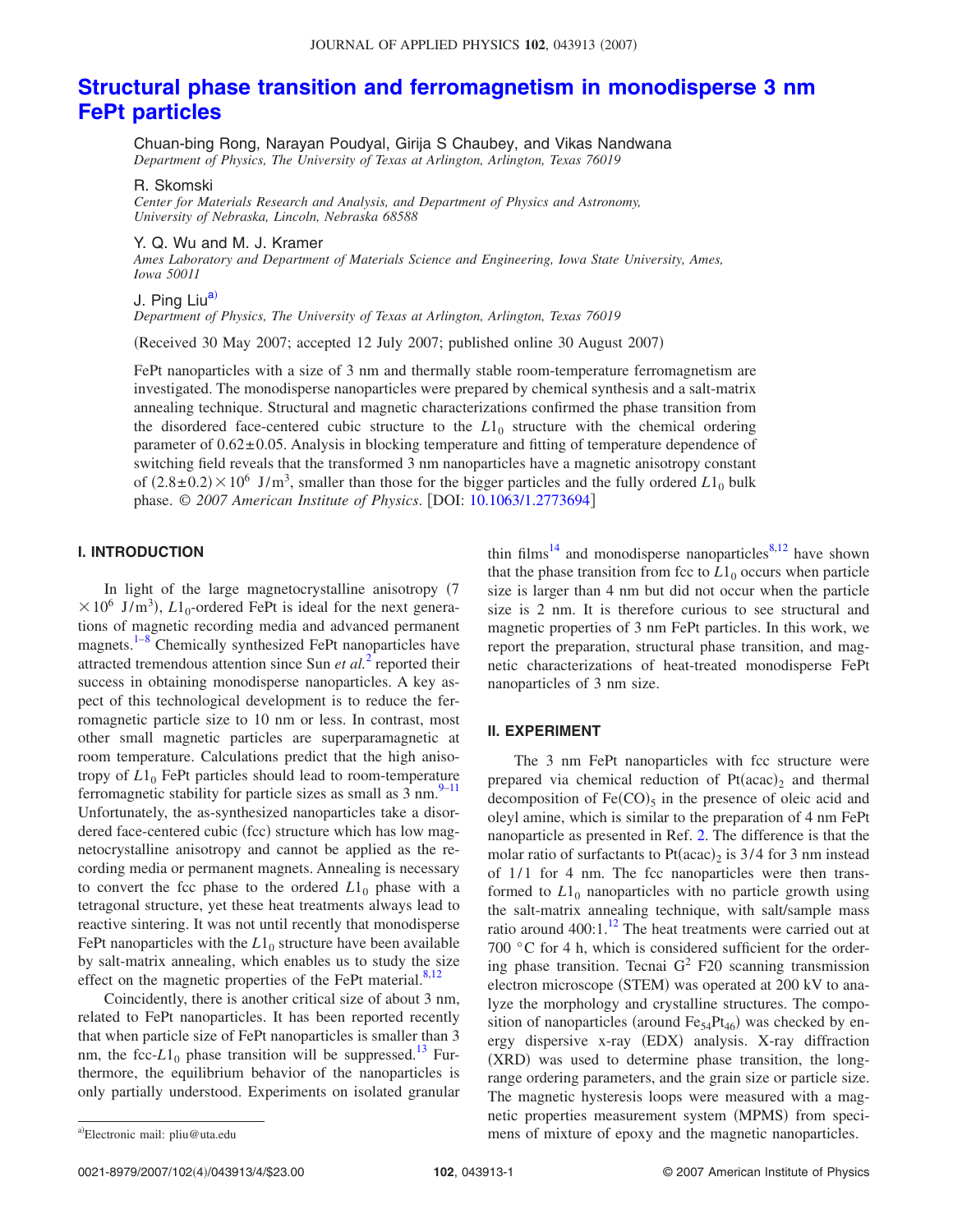# Structural phase transition and ferromagnetism in monodisperse 3 nm FePt particles

Chuan-bing Rong, Narayan Poudyal, Girija S Chaubey, and Vikas Nandwana
*Department of Physics, The University of Texas at Arlington, Arlington, Texas 76019*

R. Skomski
*Center for Materials Research and Analysis, and Department of Physics and Astronomy, University of Nebraska, Lincoln, Nebraska 68588*

Y. Q. Wu and M. J. Kramer
*Ames Laboratory and Department of Materials Science and Engineering, Iowa State University, Ames, Iowa 50011*

J. Ping Liu[a]
*Department of Physics, The University of Texas at Arlington, Arlington, Texas 76019*

(Received 30 May 2007; accepted 12 July 2007; published online 30 August 2007)

FePt nanoparticles with a size of 3 nm and thermally stable room-temperature ferromagnetism are investigated. The monodisperse nanoparticles were prepared by chemical synthesis and a salt-matrix annealing technique. Structural and magnetic characterizations confirmed the phase transition from the disordered face-centered cubic structure to the $L1_0$ structure with the chemical ordering parameter of 0.62±0.05. Analysis in blocking temperature and fitting of temperature dependence of switching field reveals that the transformed 3 nm nanoparticles have a magnetic anisotropy constant of $(2.8\pm0.2)\times10^6$ J/m$^3$, smaller than those for the bigger particles and the fully ordered $L1_0$ bulk phase. © *2007 American Institute of Physics*. [DOI: 10.1063/1.2773694]

## I. INTRODUCTION

In light of the large magnetocrystalline anisotropy ($7\times10^6$ J/m$^3$), $L1_0$-ordered FePt is ideal for the next generations of magnetic recording media and advanced permanent magnets.[1–8] Chemically synthesized FePt nanoparticles have attracted tremendous attention since Sun *et al.*[2] reported their success in obtaining monodisperse nanoparticles. A key aspect of this technological development is to reduce the ferromagnetic particle size to 10 nm or less. In contrast, most other small magnetic particles are superparamagnetic at room temperature. Calculations predict that the high anisotropy of $L1_0$ FePt particles should lead to room-temperature ferromagnetic stability for particle sizes as small as 3 nm.[9–11] Unfortunately, the as-synthesized nanoparticles take a disordered face-centered cubic (fcc) structure which has low magnetocrystalline anisotropy and cannot be applied as the recording media or permanent magnets. Annealing is necessary to convert the fcc phase to the ordered $L1_0$ phase with a tetragonal structure, yet these heat treatments always lead to reactive sintering. It was not until recently that monodisperse FePt nanoparticles with the $L1_0$ structure have been available by salt-matrix annealing, which enables us to study the size effect on the magnetic properties of the FePt material.[8,12]

Coincidently, there is another critical size of about 3 nm, related to FePt nanoparticles. It has been reported recently that when particle size of FePt nanoparticles is smaller than 3 nm, the fcc-$L1_0$ phase transition will be suppressed.[13] Furthermore, the equilibrium behavior of the nanoparticles is only partially understood. Experiments on isolated granular thin films[14] and monodisperse nanoparticles[8,12] have shown that the phase transition from fcc to $L1_0$ occurs when particle size is larger than 4 nm but did not occur when the particle size is 2 nm. It is therefore curious to see structural and magnetic properties of 3 nm FePt particles. In this work, we report the preparation, structural phase transition, and magnetic characterizations of heat-treated monodisperse FePt nanoparticles of 3 nm size.

## II. EXPERIMENT

The 3 nm FePt nanoparticles with fcc structure were prepared via chemical reduction of Pt(acac)$_2$ and thermal decomposition of Fe(CO)$_5$ in the presence of oleic acid and oleyl amine, which is similar to the preparation of 4 nm FePt nanoparticle as presented in Ref. 2. The difference is that the molar ratio of surfactants to Pt(acac)$_2$ is 3/4 for 3 nm instead of 1/1 for 4 nm. The fcc nanoparticles were then transformed to $L1_0$ nanoparticles with no particle growth using the salt-matrix annealing technique, with salt/sample mass ratio around 400:1.[12] The heat treatments were carried out at 700 °C for 4 h, which is considered sufficient for the ordering phase transition. Tecnai G$^2$ F20 scanning transmission electron microscope (STEM) was operated at 200 kV to analyze the morphology and crystalline structures. The composition of nanoparticles (around Fe$_{54}$Pt$_{46}$) was checked by energy dispersive x-ray (EDX) analysis. X-ray diffraction (XRD) was used to determine phase transition, the long-range ordering parameters, and the grain size or particle size. The magnetic hysteresis loops were measured with a magnetic properties measurement system (MPMS) from specimens of mixture of epoxy and the magnetic nanoparticles.

[a]Electronic mail: pliu@uta.edu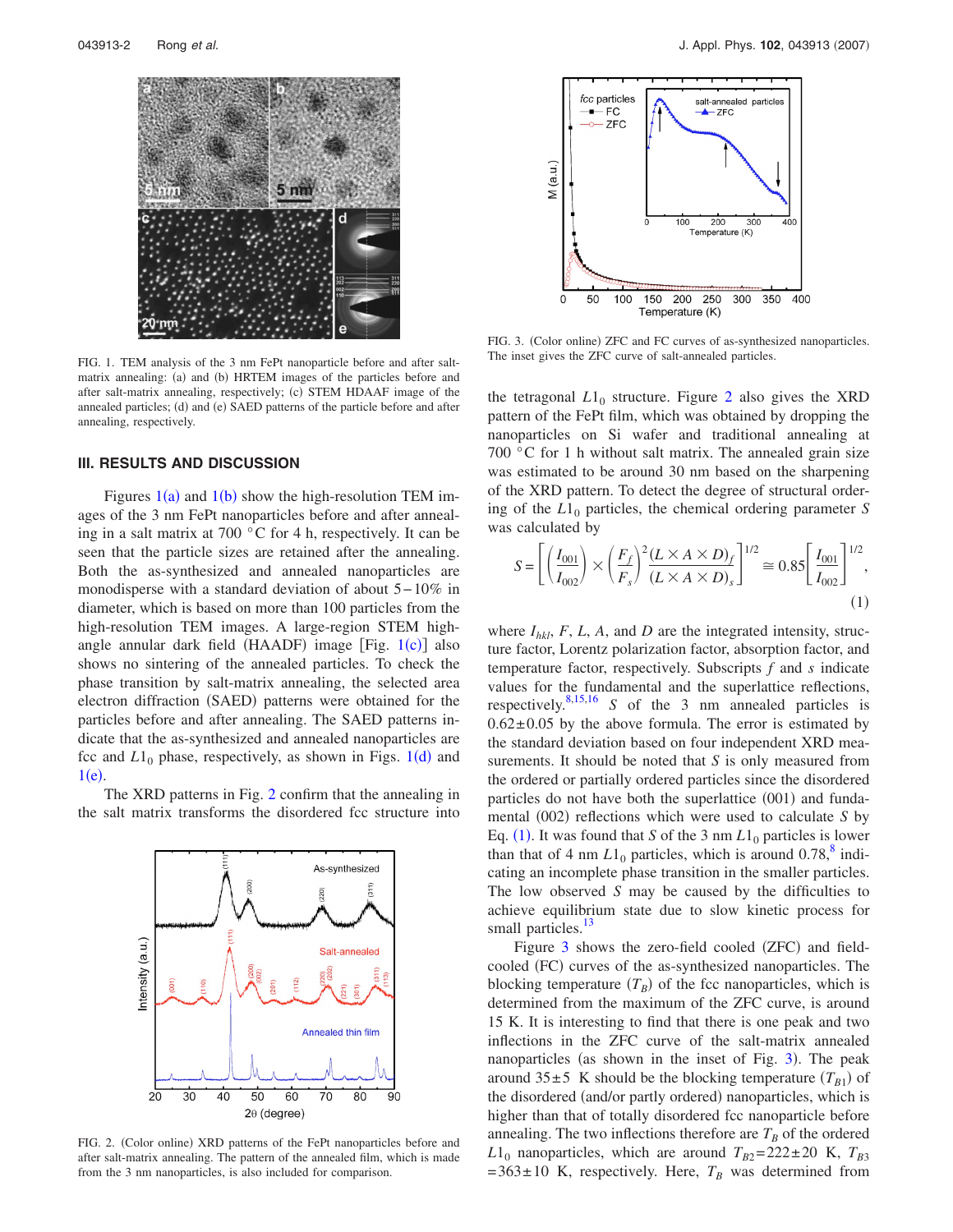FIG. 1. TEM analysis of the 3 nm FePt nanoparticle before and after salt-matrix annealing: (a) and (b) HRTEM images of the particles before and after salt-matrix annealing, respectively; (c) STEM HDAAF image of the annealed particles; (d) and (e) SAED patterns of the particle before and after annealing, respectively.

## III. RESULTS AND DISCUSSION

Figures 1(a) and 1(b) show the high-resolution TEM images of the 3 nm FePt nanoparticles before and after annealing in a salt matrix at 700 °C for 4 h, respectively. It can be seen that the particle sizes are retained after the annealing. Both the as-synthesized and annealed nanoparticles are monodisperse with a standard deviation of about 5–10% in diameter, which is based on more than 100 particles from the high-resolution TEM images. A large-region STEM high-angle annular dark field (HAADF) image [Fig. 1(c)] also shows no sintering of the annealed particles. To check the phase transition by salt-matrix annealing, the selected area electron diffraction (SAED) patterns were obtained for the particles before and after annealing. The SAED patterns indicate that the as-synthesized and annealed nanoparticles are fcc and $L1_0$ phase, respectively, as shown in Figs. 1(d) and 1(e).

The XRD patterns in Fig. 2 confirm that the annealing in the salt matrix transforms the disordered fcc structure into the tetragonal $L1_0$ structure. Figure 2 also gives the XRD pattern of the FePt film, which was obtained by dropping the nanoparticles on Si wafer and traditional annealing at 700 °C for 1 h without salt matrix. The annealed grain size was estimated to be around 30 nm based on the sharpening of the XRD pattern. To detect the degree of structural ordering of the $L1_0$ particles, the chemical ordering parameter $S$ was calculated by

$$S = \left[ \left( \frac{I_{001}}{I_{002}} \right) \times \left( \frac{F_f}{F_s} \right)^2 \frac{(L \times A \times D)_f}{(L \times A \times D)_s} \right]^{1/2} \cong 0.85 \left[ \frac{I_{001}}{I_{002}} \right]^{1/2}, \tag{1}$$

where $I_{hkl}$, $F$, $L$, $A$, and $D$ are the integrated intensity, structure factor, Lorentz polarization factor, absorption factor, and temperature factor, respectively. Subscripts $f$ and $s$ indicate values for the fundamental and the superlattice reflections, respectively.[8,15,16] $S$ of the 3 nm annealed particles is $0.62 \pm 0.05$ by the above formula. The error is estimated by the standard deviation based on four independent XRD measurements. It should be noted that $S$ is only measured from the ordered or partially ordered particles since the disordered particles do not have both the superlattice (001) and fundamental (002) reflections which were used to calculate $S$ by Eq. (1). It was found that $S$ of the 3 nm $L1_0$ particles is lower than that of 4 nm $L1_0$ particles, which is around 0.78,[8] indicating an incomplete phase transition in the smaller particles. The low observed $S$ may be caused by the difficulties to achieve equilibrium state due to slow kinetic process for small particles.[13]

Figure 3 shows the zero-field cooled (ZFC) and field-cooled (FC) curves of the as-synthesized nanoparticles. The blocking temperature ($T_B$) of the fcc nanoparticles, which is determined from the maximum of the ZFC curve, is around 15 K. It is interesting to find that there is one peak and two inflections in the ZFC curve of the salt-matrix annealed nanoparticles (as shown in the inset of Fig. 3). The peak around $35 \pm 5$ K should be the blocking temperature ($T_{B1}$) of the disordered (and/or partly ordered) nanoparticles, which is higher than that of totally disordered fcc nanoparticle before annealing. The two inflections therefore are $T_B$ of the ordered $L1_0$ nanoparticles, which are around $T_{B2} = 222 \pm 20$ K, $T_{B3} = 363 \pm 10$ K, respectively. Here, $T_B$ was determined from

FIG. 2. (Color online) XRD patterns of the FePt nanoparticles before and after salt-matrix annealing. The pattern of the annealed film, which is made from the 3 nm nanoparticles, is also included for comparison.

FIG. 3. (Color online) ZFC and FC curves of as-synthesized nanoparticles. The inset gives the ZFC curve of salt-annealed particles.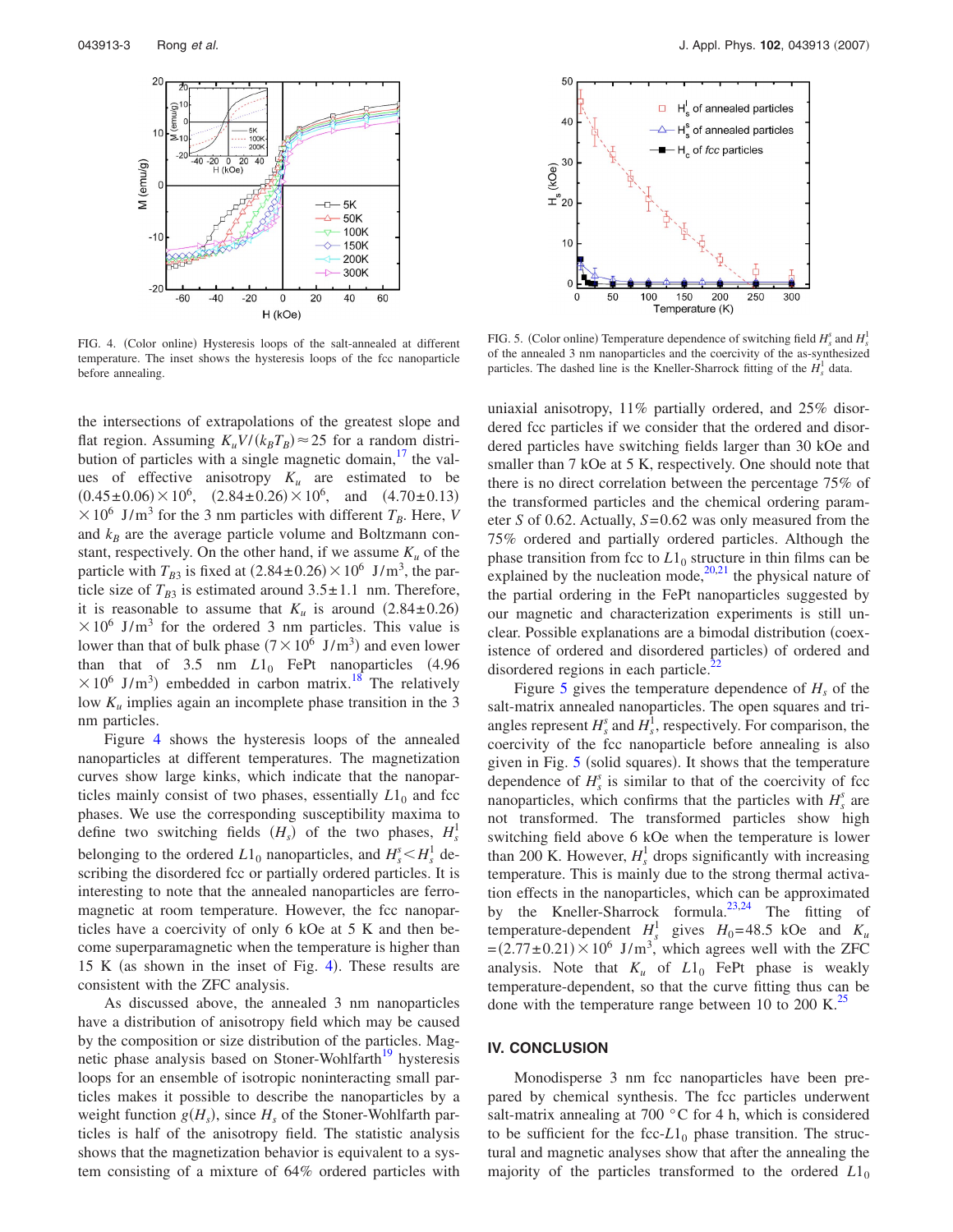FIG. 4. (Color online) Hysteresis loops of the salt-annealed at different temperature. The inset shows the hysteresis loops of the fcc nanoparticle before annealing.

FIG. 5. (Color online) Temperature dependence of switching field $H_s^s$ and $H_s^l$ of the annealed 3 nm nanoparticles and the coercivity of the as-synthesized particles. The dashed line is the Kneller-Sharrock fitting of the $H_s^l$ data.

the intersections of extrapolations of the greatest slope and flat region. Assuming $K_u V/(k_B T_B) \approx 25$ for a random distribution of particles with a single magnetic domain,[17] the values of effective anisotropy $K_u$ are estimated to be $(0.45 \pm 0.06) \times 10^6$, $(2.84 \pm 0.26) \times 10^6$, and $(4.70 \pm 0.13) \times 10^6$ J/m$^3$ for the 3 nm particles with different $T_B$. Here, $V$ and $k_B$ are the average particle volume and Boltzmann constant, respectively. On the other hand, if we assume $K_u$ of the particle with $T_{B3}$ is fixed at $(2.84 \pm 0.26) \times 10^6$ J/m$^3$, the particle size of $T_{B3}$ is estimated around $3.5 \pm 1.1$ nm. Therefore, it is reasonable to assume that $K_u$ is around $(2.84 \pm 0.26) \times 10^6$ J/m$^3$ for the ordered 3 nm particles. This value is lower than that of bulk phase ($7 \times 10^6$ J/m$^3$) and even lower than that of 3.5 nm $L1_0$ FePt nanoparticles ($4.96 \times 10^6$ J/m$^3$) embedded in carbon matrix.[18] The relatively low $K_u$ implies again an incomplete phase transition in the 3 nm particles.

Figure 4 shows the hysteresis loops of the annealed nanoparticles at different temperatures. The magnetization curves show large kinks, which indicate that the nanoparticles mainly consist of two phases, essentially $L1_0$ and fcc phases. We use the corresponding susceptibility maxima to define two switching fields ($H_s$) of the two phases, $H_s^l$ belonging to the ordered $L1_0$ nanoparticles, and $H_s^s < H_s^l$ describing the disordered fcc or partially ordered particles. It is interesting to note that the annealed nanoparticles are ferromagnetic at room temperature. However, the fcc nanoparticles have a coercivity of only 6 kOe at 5 K and then become superparamagnetic when the temperature is higher than 15 K (as shown in the inset of Fig. 4). These results are consistent with the ZFC analysis.

As discussed above, the annealed 3 nm nanoparticles have a distribution of anisotropy field which may be caused by the composition or size distribution of the particles. Magnetic phase analysis based on Stoner-Wohlfarth[19] hysteresis loops for an ensemble of isotropic noninteracting small particles makes it possible to describe the nanoparticles by a weight function $g(H_s)$, since $H_s$ of the Stoner-Wohlfarth particles is half of the anisotropy field. The statistic analysis shows that the magnetization behavior is equivalent to a system consisting of a mixture of 64% ordered particles with uniaxial anisotropy, 11% partially ordered, and 25% disordered fcc particles if we consider that the ordered and disordered particles have switching fields larger than 30 kOe and smaller than 7 kOe at 5 K, respectively. One should note that there is no direct correlation between the percentage 75% of the transformed particles and the chemical ordering parameter $S$ of 0.62. Actually, $S=0.62$ was only measured from the 75% ordered and partially ordered particles. Although the phase transition from fcc to $L1_0$ structure in thin films can be explained by the nucleation mode,[20,21] the physical nature of the partial ordering in the FePt nanoparticles suggested by our magnetic and characterization experiments is still unclear. Possible explanations are a bimodal distribution (coexistence of ordered and disordered particles) of ordered and disordered regions in each particle.[22]

Figure 5 gives the temperature dependence of $H_s$ of the salt-matrix annealed nanoparticles. The open squares and triangles represent $H_s^s$ and $H_s^l$, respectively. For comparison, the coercivity of the fcc nanoparticle before annealing is also given in Fig. 5 (solid squares). It shows that the temperature dependence of $H_s^s$ is similar to that of the coercivity of fcc nanoparticles, which confirms that the particles with $H_s^s$ are not transformed. The transformed particles show high switching field above 6 kOe when the temperature is lower than 200 K. However, $H_s^l$ drops significantly with increasing temperature. This is mainly due to the strong thermal activation effects in the nanoparticles, which can be approximated by the Kneller-Sharrock formula.[23,24] The fitting of temperature-dependent $H_s^l$ gives $H_0=48.5$ kOe and $K_u = (2.77 \pm 0.21) \times 10^6$ J/m$^3$, which agrees well with the ZFC analysis. Note that $K_u$ of $L1_0$ FePt phase is weakly temperature-dependent, so that the curve fitting thus can be done with the temperature range between 10 to 200 K.[25]

## IV. CONCLUSION

Monodisperse 3 nm fcc nanoparticles have been prepared by chemical synthesis. The fcc particles underwent salt-matrix annealing at 700 °C for 4 h, which is considered to be sufficient for the fcc-$L1_0$ phase transition. The structural and magnetic analyses show that after the annealing the majority of the particles transformed to the ordered $L1_0$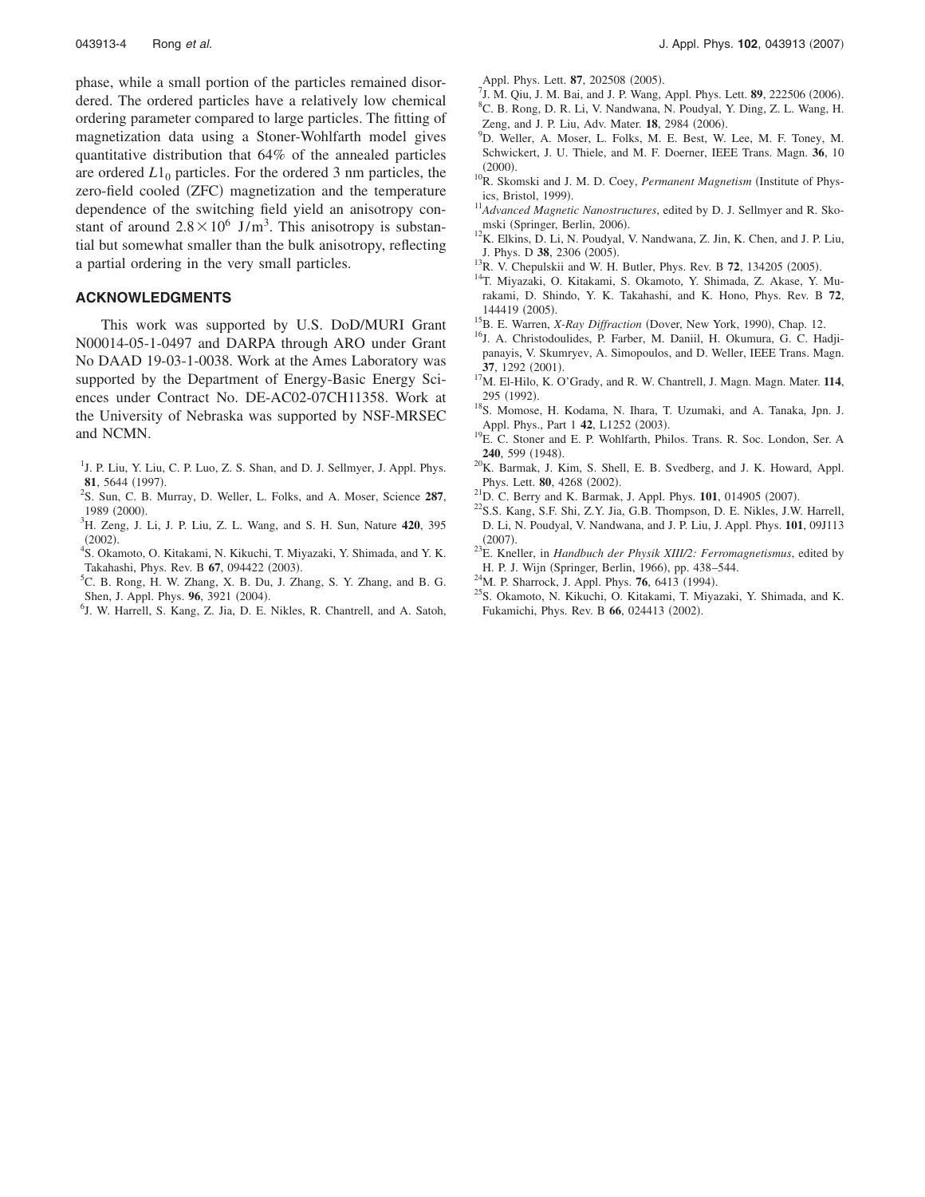phase, while a small portion of the particles remained disordered. The ordered particles have a relatively low chemical ordering parameter compared to large particles. The fitting of magnetization data using a Stoner-Wohlfarth model gives quantitative distribution that 64% of the annealed particles are ordered $L1_0$ particles. For the ordered 3 nm particles, the zero-field cooled (ZFC) magnetization and the temperature dependence of the switching field yield an anisotropy constant of around $2.8 \times 10^6$ J/m$^3$. This anisotropy is substantial but somewhat smaller than the bulk anisotropy, reflecting a partial ordering in the very small particles.

## ACKNOWLEDGMENTS

This work was supported by U.S. DoD/MURI Grant N00014-05-1-0497 and DARPA through ARO under Grant No DAAD 19-03-1-0038. Work at the Ames Laboratory was supported by the Department of Energy-Basic Energy Sciences under Contract No. DE-AC02-07CH11358. Work at the University of Nebraska was supported by NSF-MRSEC and NCMN.

[1] J. P. Liu, Y. Liu, C. P. Luo, Z. S. Shan, and D. J. Sellmyer, J. Appl. Phys. **81**, 5644 (1997).

[2] S. Sun, C. B. Murray, D. Weller, L. Folks, and A. Moser, Science **287**, 1989 (2000).

[3] H. Zeng, J. Li, J. P. Liu, Z. L. Wang, and S. H. Sun, Nature **420**, 395 (2002).

[4] S. Okamoto, O. Kitakami, N. Kikuchi, T. Miyazaki, Y. Shimada, and Y. K. Takahashi, Phys. Rev. B **67**, 094422 (2003).

[5] C. B. Rong, H. W. Zhang, X. B. Du, J. Zhang, S. Y. Zhang, and B. G. Shen, J. Appl. Phys. **96**, 3921 (2004).

[6] J. W. Harrell, S. Kang, Z. Jia, D. E. Nikles, R. Chantrell, and A. Satoh, Appl. Phys. Lett. **87**, 202508 (2005).

[7] J. M. Qiu, J. M. Bai, and J. P. Wang, Appl. Phys. Lett. **89**, 222506 (2006).

[8] C. B. Rong, D. R. Li, V. Nandwana, N. Poudyal, Y. Ding, Z. L. Wang, H. Zeng, and J. P. Liu, Adv. Mater. **18**, 2984 (2006).

[9] D. Weller, A. Moser, L. Folks, M. E. Best, W. Lee, M. F. Toney, M. Schwickert, J. U. Thiele, and M. F. Doerner, IEEE Trans. Magn. **36**, 10 (2000).

[10] R. Skomski and J. M. D. Coey, *Permanent Magnetism* (Institute of Physics, Bristol, 1999).

[11] *Advanced Magnetic Nanostructures*, edited by D. J. Sellmyer and R. Skomski (Springer, Berlin, 2006).

[12] K. Elkins, D. Li, N. Poudyal, V. Nandwana, Z. Jin, K. Chen, and J. P. Liu, J. Phys. D **38**, 2306 (2005).

[13] R. V. Chepulskii and W. H. Butler, Phys. Rev. B **72**, 134205 (2005).

[14] T. Miyazaki, O. Kitakami, S. Okamoto, Y. Shimada, Z. Akase, Y. Murakami, D. Shindo, Y. K. Takahashi, and K. Hono, Phys. Rev. B **72**, 144419 (2005).

[15] B. E. Warren, *X-Ray Diffraction* (Dover, New York, 1990), Chap. 12.

[16] J. A. Christodoulides, P. Farber, M. Daniil, H. Okumura, G. C. Hadjipanayis, V. Skumryev, A. Simopoulos, and D. Weller, IEEE Trans. Magn. **37**, 1292 (2001).

[17] M. El-Hilo, K. O'Grady, and R. W. Chantrell, J. Magn. Magn. Mater. **114**, 295 (1992).

[18] S. Momose, H. Kodama, N. Ihara, T. Uzumaki, and A. Tanaka, Jpn. J. Appl. Phys., Part 1 **42**, L1252 (2003).

[19] E. C. Stoner and E. P. Wohlfarth, Philos. Trans. R. Soc. London, Ser. A **240**, 599 (1948).

[20] K. Barmak, J. Kim, S. Shell, E. B. Svedberg, and J. K. Howard, Appl. Phys. Lett. **80**, 4268 (2002).

[21] D. C. Berry and K. Barmak, J. Appl. Phys. **101**, 014905 (2007).

[22] S.S. Kang, S.F. Shi, Z.Y. Jia, G.B. Thompson, D. E. Nikles, J.W. Harrell, D. Li, N. Poudyal, V. Nandwana, and J. P. Liu, J. Appl. Phys. **101**, 09J113 (2007).

[23] E. Kneller, in *Handbuch der Physik XIII/2: Ferromagnetismus*, edited by H. P. J. Wijn (Springer, Berlin, 1966), pp. 438–544.

[24] M. P. Sharrock, J. Appl. Phys. **76**, 6413 (1994).

[25] S. Okamoto, N. Kikuchi, O. Kitakami, T. Miyazaki, Y. Shimada, and K. Fukamichi, Phys. Rev. B **66**, 024413 (2002).